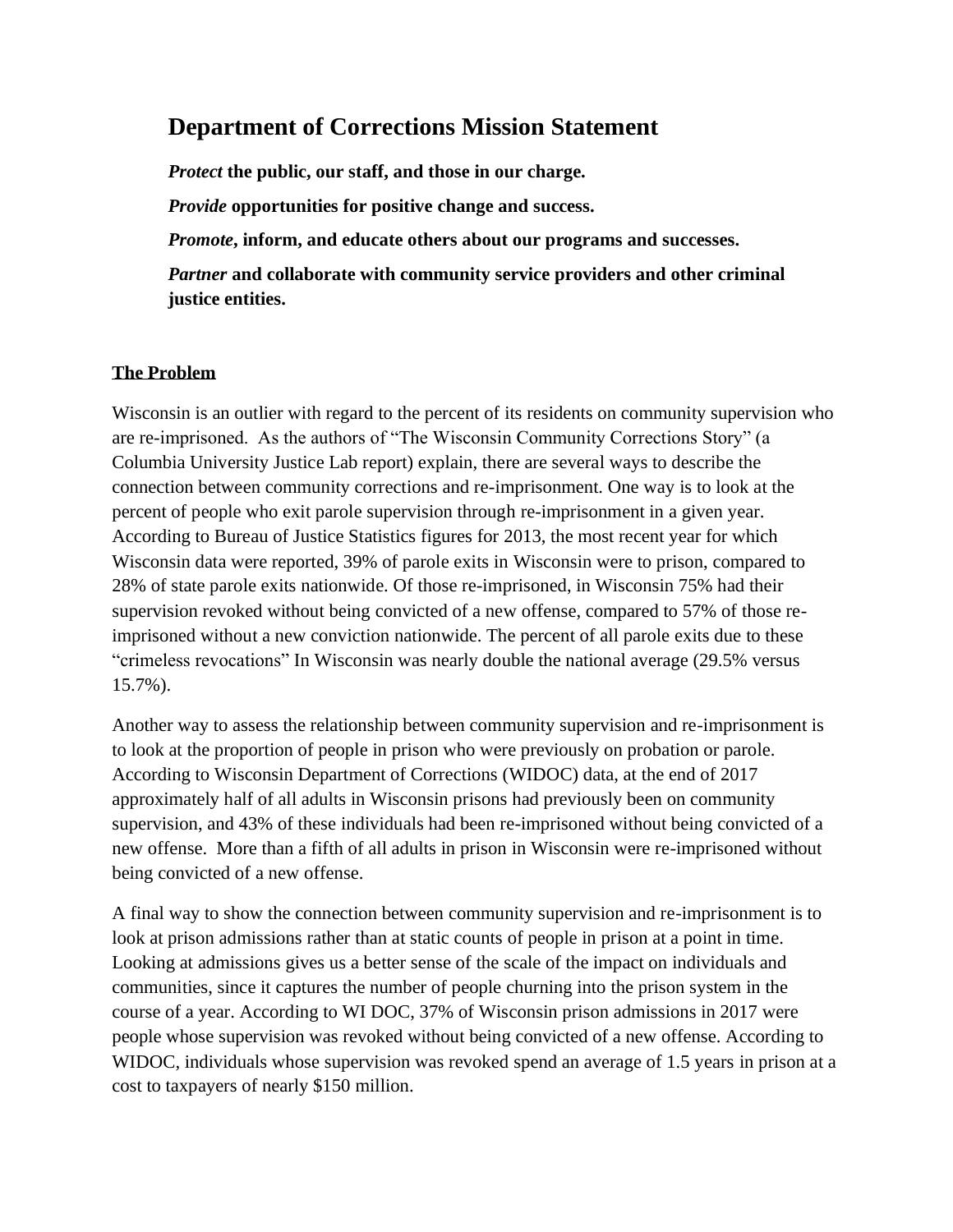# Department of Corrections Mission Statement

***Protect* the public, our staff, and those in our charge.**

***Provide* opportunities for positive change and success.**

***Promote*, inform, and educate others about our programs and successes.**

***Partner* and collaborate with community service providers and other criminal justice entities.**

## The Problem

Wisconsin is an outlier with regard to the percent of its residents on community supervision who are re-imprisoned. As the authors of "The Wisconsin Community Corrections Story" (a Columbia University Justice Lab report) explain, there are several ways to describe the connection between community corrections and re-imprisonment. One way is to look at the percent of people who exit parole supervision through re-imprisonment in a given year. According to Bureau of Justice Statistics figures for 2013, the most recent year for which Wisconsin data were reported, 39% of parole exits in Wisconsin were to prison, compared to 28% of state parole exits nationwide. Of those re-imprisoned, in Wisconsin 75% had their supervision revoked without being convicted of a new offense, compared to 57% of those re-imprisoned without a new conviction nationwide. The percent of all parole exits due to these "crimeless revocations" In Wisconsin was nearly double the national average (29.5% versus 15.7%).

Another way to assess the relationship between community supervision and re-imprisonment is to look at the proportion of people in prison who were previously on probation or parole. According to Wisconsin Department of Corrections (WIDOC) data, at the end of 2017 approximately half of all adults in Wisconsin prisons had previously been on community supervision, and 43% of these individuals had been re-imprisoned without being convicted of a new offense. More than a fifth of all adults in prison in Wisconsin were re-imprisoned without being convicted of a new offense.

A final way to show the connection between community supervision and re-imprisonment is to look at prison admissions rather than at static counts of people in prison at a point in time. Looking at admissions gives us a better sense of the scale of the impact on individuals and communities, since it captures the number of people churning into the prison system in the course of a year. According to WI DOC, 37% of Wisconsin prison admissions in 2017 were people whose supervision was revoked without being convicted of a new offense. According to WIDOC, individuals whose supervision was revoked spend an average of 1.5 years in prison at a cost to taxpayers of nearly $150 million.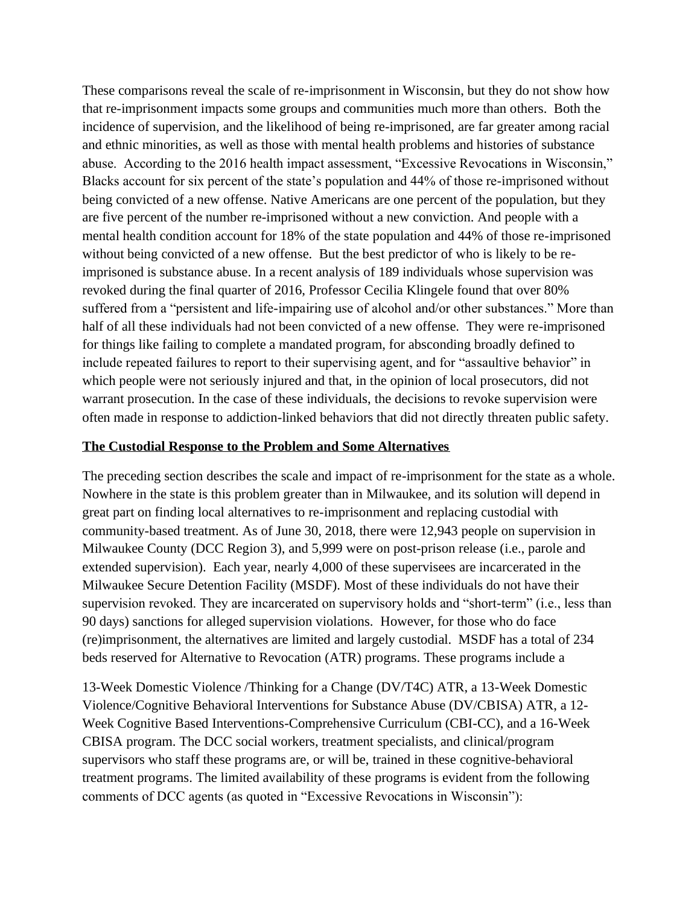These comparisons reveal the scale of re-imprisonment in Wisconsin, but they do not show how that re-imprisonment impacts some groups and communities much more than others. Both the incidence of supervision, and the likelihood of being re-imprisoned, are far greater among racial and ethnic minorities, as well as those with mental health problems and histories of substance abuse. According to the 2016 health impact assessment, "Excessive Revocations in Wisconsin," Blacks account for six percent of the state's population and 44% of those re-imprisoned without being convicted of a new offense. Native Americans are one percent of the population, but they are five percent of the number re-imprisoned without a new conviction. And people with a mental health condition account for 18% of the state population and 44% of those re-imprisoned without being convicted of a new offense. But the best predictor of who is likely to be re-imprisoned is substance abuse. In a recent analysis of 189 individuals whose supervision was revoked during the final quarter of 2016, Professor Cecilia Klingele found that over 80% suffered from a "persistent and life-impairing use of alcohol and/or other substances." More than half of all these individuals had not been convicted of a new offense. They were re-imprisoned for things like failing to complete a mandated program, for absconding broadly defined to include repeated failures to report to their supervising agent, and for "assaultive behavior" in which people were not seriously injured and that, in the opinion of local prosecutors, did not warrant prosecution. In the case of these individuals, the decisions to revoke supervision were often made in response to addiction-linked behaviors that did not directly threaten public safety.

## The Custodial Response to the Problem and Some Alternatives

The preceding section describes the scale and impact of re-imprisonment for the state as a whole. Nowhere in the state is this problem greater than in Milwaukee, and its solution will depend in great part on finding local alternatives to re-imprisonment and replacing custodial with community-based treatment. As of June 30, 2018, there were 12,943 people on supervision in Milwaukee County (DCC Region 3), and 5,999 were on post-prison release (i.e., parole and extended supervision). Each year, nearly 4,000 of these supervisees are incarcerated in the Milwaukee Secure Detention Facility (MSDF). Most of these individuals do not have their supervision revoked. They are incarcerated on supervisory holds and "short-term" (i.e., less than 90 days) sanctions for alleged supervision violations. However, for those who do face (re)imprisonment, the alternatives are limited and largely custodial. MSDF has a total of 234 beds reserved for Alternative to Revocation (ATR) programs. These programs include a 13-Week Domestic Violence /Thinking for a Change (DV/T4C) ATR, a 13-Week Domestic Violence/Cognitive Behavioral Interventions for Substance Abuse (DV/CBISA) ATR, a 12-Week Cognitive Based Interventions-Comprehensive Curriculum (CBI-CC), and a 16-Week CBISA program. The DCC social workers, treatment specialists, and clinical/program supervisors who staff these programs are, or will be, trained in these cognitive-behavioral treatment programs. The limited availability of these programs is evident from the following comments of DCC agents (as quoted in "Excessive Revocations in Wisconsin"):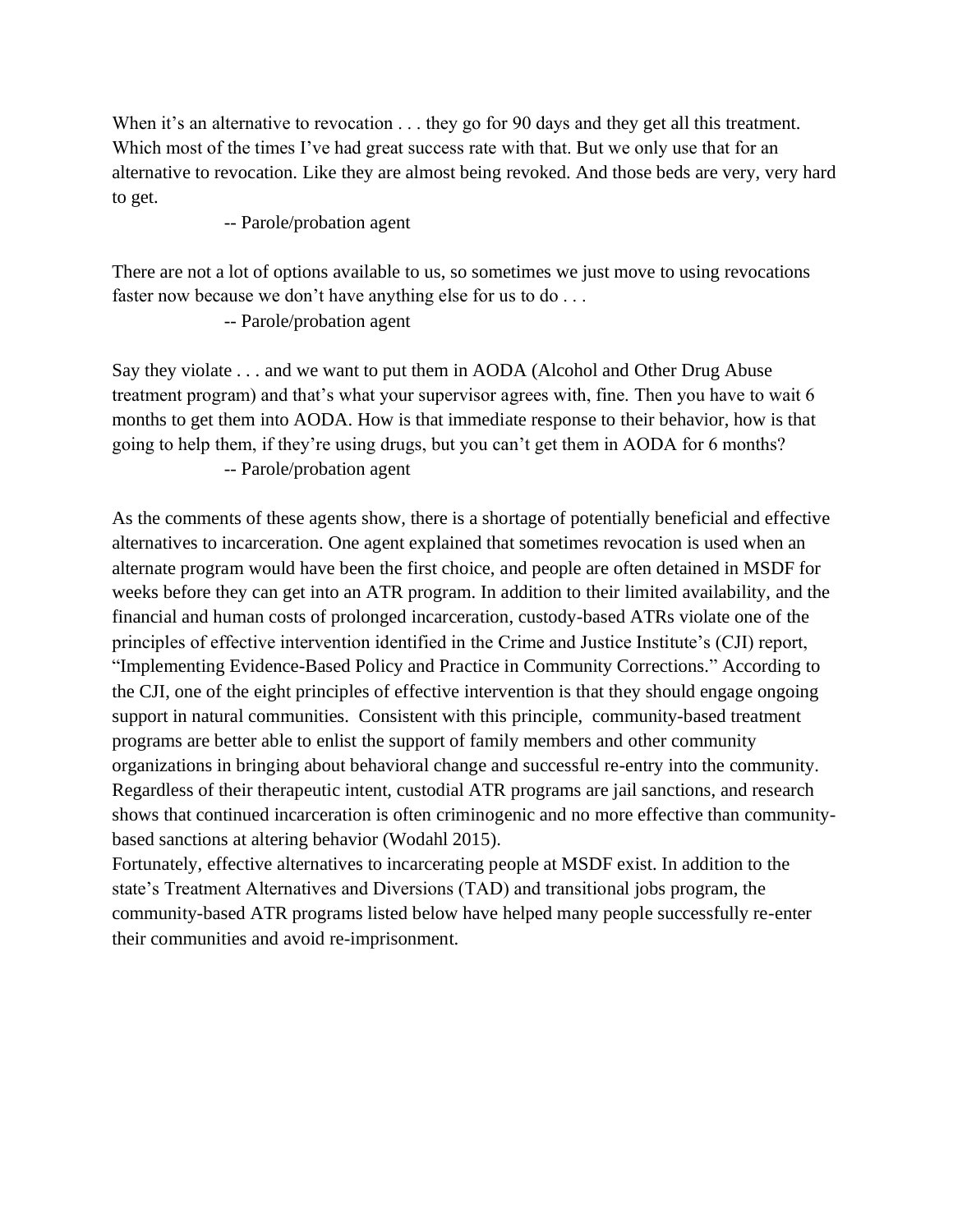When it's an alternative to revocation . . . they go for 90 days and they get all this treatment. Which most of the times I've had great success rate with that. But we only use that for an alternative to revocation. Like they are almost being revoked. And those beds are very, very hard to get.

-- Parole/probation agent

There are not a lot of options available to us, so sometimes we just move to using revocations faster now because we don't have anything else for us to do . . .

-- Parole/probation agent

Say they violate . . . and we want to put them in AODA (Alcohol and Other Drug Abuse treatment program) and that's what your supervisor agrees with, fine. Then you have to wait 6 months to get them into AODA. How is that immediate response to their behavior, how is that going to help them, if they're using drugs, but you can't get them in AODA for 6 months?

-- Parole/probation agent

As the comments of these agents show, there is a shortage of potentially beneficial and effective alternatives to incarceration. One agent explained that sometimes revocation is used when an alternate program would have been the first choice, and people are often detained in MSDF for weeks before they can get into an ATR program. In addition to their limited availability, and the financial and human costs of prolonged incarceration, custody-based ATRs violate one of the principles of effective intervention identified in the Crime and Justice Institute's (CJI) report, "Implementing Evidence-Based Policy and Practice in Community Corrections." According to the CJI, one of the eight principles of effective intervention is that they should engage ongoing support in natural communities. Consistent with this principle, community-based treatment programs are better able to enlist the support of family members and other community organizations in bringing about behavioral change and successful re-entry into the community. Regardless of their therapeutic intent, custodial ATR programs are jail sanctions, and research shows that continued incarceration is often criminogenic and no more effective than community-based sanctions at altering behavior (Wodahl 2015).

Fortunately, effective alternatives to incarcerating people at MSDF exist. In addition to the state's Treatment Alternatives and Diversions (TAD) and transitional jobs program, the community-based ATR programs listed below have helped many people successfully re-enter their communities and avoid re-imprisonment.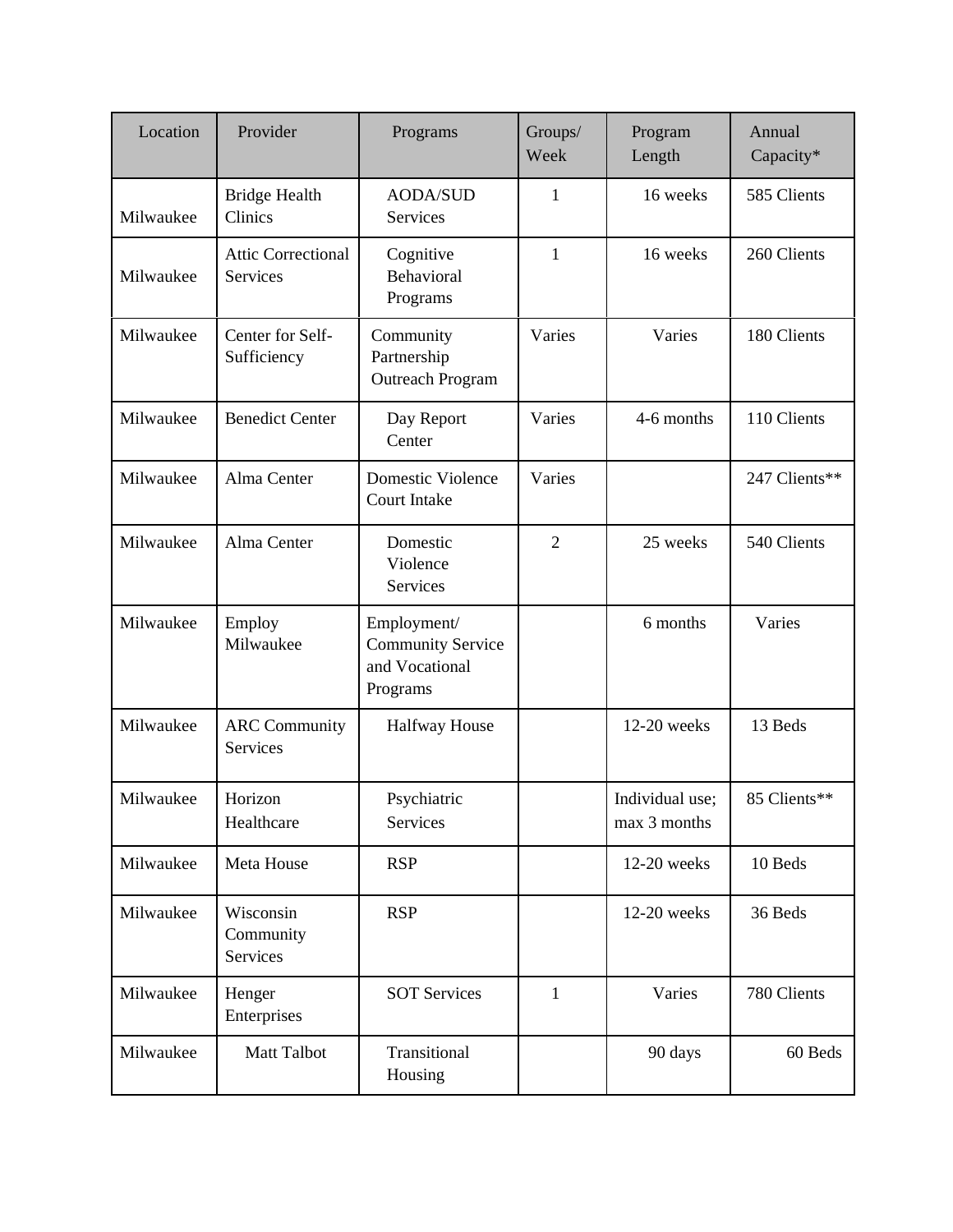| Location | Provider | Programs | Groups/ Week | Program Length | Annual Capacity* |
|---|---|---|---|---|---|
| Milwaukee | Bridge Health Clinics | AODA/SUD Services | 1 | 16 weeks | 585 Clients |
| Milwaukee | Attic Correctional Services | Cognitive Behavioral Programs | 1 | 16 weeks | 260 Clients |
| Milwaukee | Center for Self-Sufficiency | Community Partnership Outreach Program | Varies | Varies | 180 Clients |
| Milwaukee | Benedict Center | Day Report Center | Varies | 4-6 months | 110 Clients |
| Milwaukee | Alma Center | Domestic Violence Court Intake | Varies | | 247 Clients** |
| Milwaukee | Alma Center | Domestic Violence Services | 2 | 25 weeks | 540 Clients |
| Milwaukee | Employ Milwaukee | Employment/ Community Service and Vocational Programs | | 6 months | Varies |
| Milwaukee | ARC Community Services | Halfway House | | 12-20 weeks | 13 Beds |
| Milwaukee | Horizon Healthcare | Psychiatric Services | | Individual use; max 3 months | 85 Clients** |
| Milwaukee | Meta House | RSP | | 12-20 weeks | 10 Beds |
| Milwaukee | Wisconsin Community Services | RSP | | 12-20 weeks | 36 Beds |
| Milwaukee | Henger Enterprises | SOT Services | 1 | Varies | 780 Clients |
| Milwaukee | Matt Talbot | Transitional Housing | | 90 days | 60 Beds |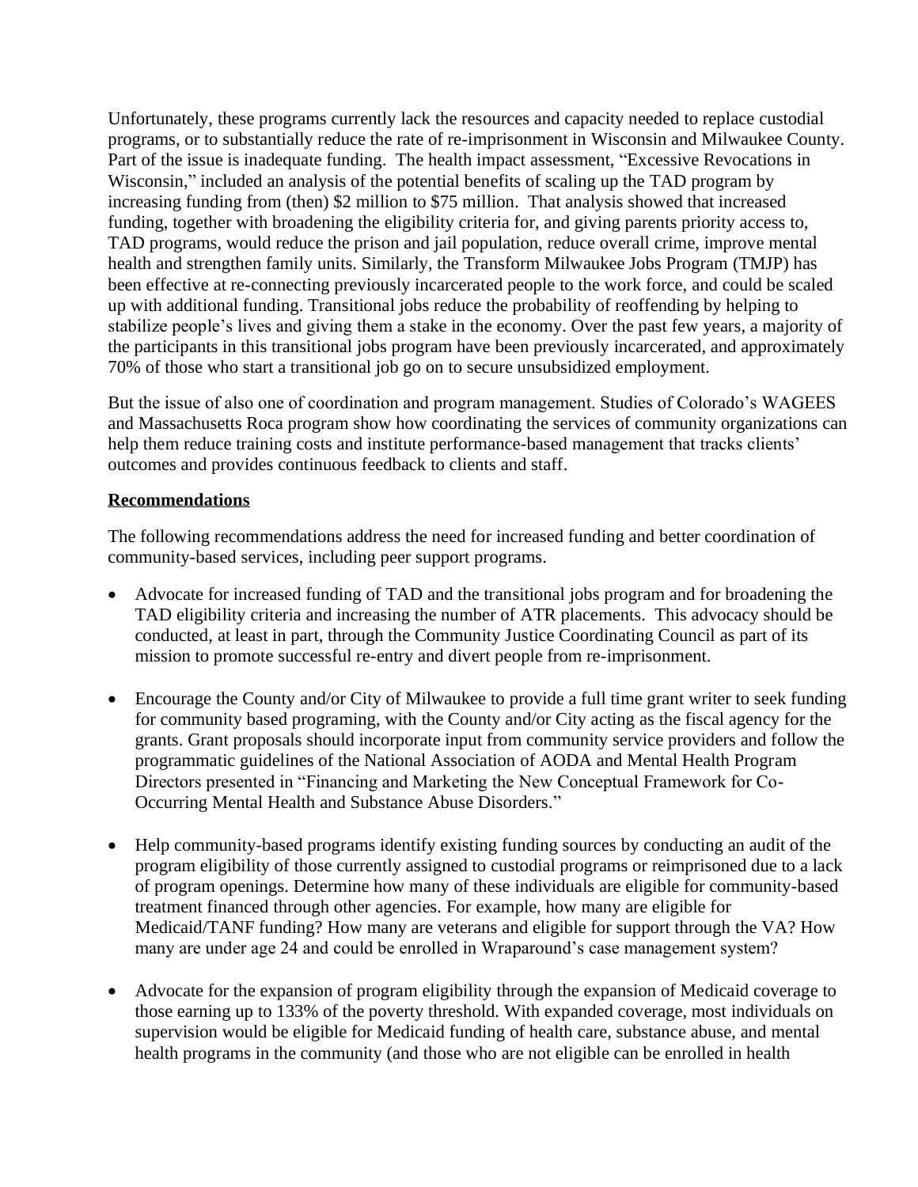Unfortunately, these programs currently lack the resources and capacity needed to replace custodial programs, or to substantially reduce the rate of re-imprisonment in Wisconsin and Milwaukee County. Part of the issue is inadequate funding. The health impact assessment, "Excessive Revocations in Wisconsin," included an analysis of the potential benefits of scaling up the TAD program by increasing funding from (then) \$2 million to \$75 million. That analysis showed that increased funding, together with broadening the eligibility criteria for, and giving parents priority access to, TAD programs, would reduce the prison and jail population, reduce overall crime, improve mental health and strengthen family units. Similarly, the Transform Milwaukee Jobs Program (TMJP) has been effective at re-connecting previously incarcerated people to the work force, and could be scaled up with additional funding. Transitional jobs reduce the probability of reoffending by helping to stabilize people's lives and giving them a stake in the economy. Over the past few years, a majority of the participants in this transitional jobs program have been previously incarcerated, and approximately 70% of those who start a transitional job go on to secure unsubsidized employment.

But the issue of also one of coordination and program management. Studies of Colorado's WAGEES and Massachusetts Roca program show how coordinating the services of community organizations can help them reduce training costs and institute performance-based management that tracks clients' outcomes and provides continuous feedback to clients and staff.

**Recommendations**

The following recommendations address the need for increased funding and better coordination of community-based services, including peer support programs.

- Advocate for increased funding of TAD and the transitional jobs program and for broadening the TAD eligibility criteria and increasing the number of ATR placements. This advocacy should be conducted, at least in part, through the Community Justice Coordinating Council as part of its mission to promote successful re-entry and divert people from re-imprisonment.

- Encourage the County and/or City of Milwaukee to provide a full time grant writer to seek funding for community based programing, with the County and/or City acting as the fiscal agency for the grants. Grant proposals should incorporate input from community service providers and follow the programmatic guidelines of the National Association of AODA and Mental Health Program Directors presented in "Financing and Marketing the New Conceptual Framework for Co-Occurring Mental Health and Substance Abuse Disorders."

- Help community-based programs identify existing funding sources by conducting an audit of the program eligibility of those currently assigned to custodial programs or reimprisoned due to a lack of program openings. Determine how many of these individuals are eligible for community-based treatment financed through other agencies. For example, how many are eligible for Medicaid/TANF funding? How many are veterans and eligible for support through the VA? How many are under age 24 and could be enrolled in Wraparound's case management system?

- Advocate for the expansion of program eligibility through the expansion of Medicaid coverage to those earning up to 133% of the poverty threshold. With expanded coverage, most individuals on supervision would be eligible for Medicaid funding of health care, substance abuse, and mental health programs in the community (and those who are not eligible can be enrolled in health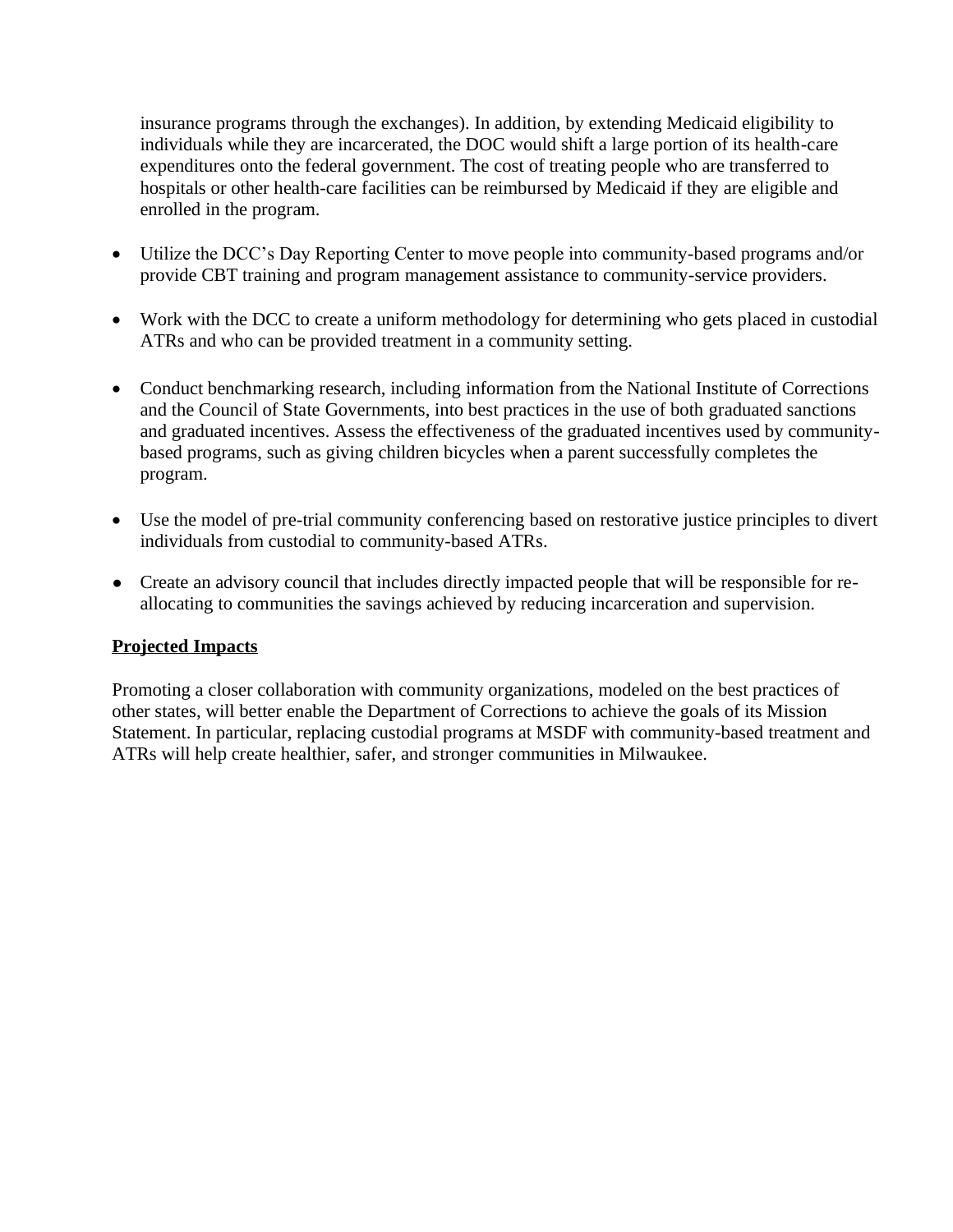insurance programs through the exchanges). In addition, by extending Medicaid eligibility to individuals while they are incarcerated, the DOC would shift a large portion of its health-care expenditures onto the federal government. The cost of treating people who are transferred to hospitals or other health-care facilities can be reimbursed by Medicaid if they are eligible and enrolled in the program.

- Utilize the DCC's Day Reporting Center to move people into community-based programs and/or provide CBT training and program management assistance to community-service providers.
- Work with the DCC to create a uniform methodology for determining who gets placed in custodial ATRs and who can be provided treatment in a community setting.
- Conduct benchmarking research, including information from the National Institute of Corrections and the Council of State Governments, into best practices in the use of both graduated sanctions and graduated incentives. Assess the effectiveness of the graduated incentives used by community-based programs, such as giving children bicycles when a parent successfully completes the program.
- Use the model of pre-trial community conferencing based on restorative justice principles to divert individuals from custodial to community-based ATRs.
- Create an advisory council that includes directly impacted people that will be responsible for re-allocating to communities the savings achieved by reducing incarceration and supervision.

**Projected Impacts**

Promoting a closer collaboration with community organizations, modeled on the best practices of other states, will better enable the Department of Corrections to achieve the goals of its Mission Statement. In particular, replacing custodial programs at MSDF with community-based treatment and ATRs will help create healthier, safer, and stronger communities in Milwaukee.